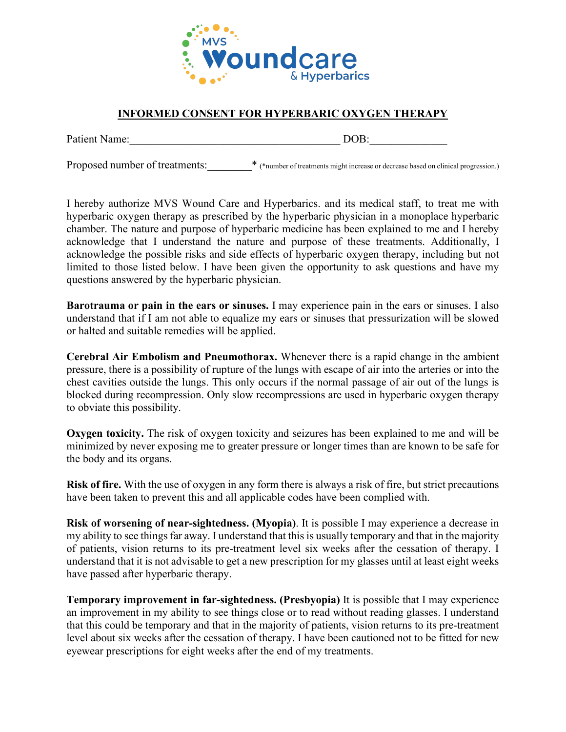MVS Woundcare & Hyperbarics

## INFORMED CONSENT FOR HYPERBARIC OXYGEN THERAPY

Patient Name:_____________________________________ DOB:_____________

Proposed number of treatments:________* (*number of treatments might increase or decrease based on clinical progression.)

I hereby authorize MVS Wound Care and Hyperbarics. and its medical staff, to treat me with hyperbaric oxygen therapy as prescribed by the hyperbaric physician in a monoplace hyperbaric chamber. The nature and purpose of hyperbaric medicine has been explained to me and I hereby acknowledge that I understand the nature and purpose of these treatments. Additionally, I acknowledge the possible risks and side effects of hyperbaric oxygen therapy, including but not limited to those listed below. I have been given the opportunity to ask questions and have my questions answered by the hyperbaric physician.

**Barotrauma or pain in the ears or sinuses.** I may experience pain in the ears or sinuses. I also understand that if I am not able to equalize my ears or sinuses that pressurization will be slowed or halted and suitable remedies will be applied.

**Cerebral Air Embolism and Pneumothorax.** Whenever there is a rapid change in the ambient pressure, there is a possibility of rupture of the lungs with escape of air into the arteries or into the chest cavities outside the lungs. This only occurs if the normal passage of air out of the lungs is blocked during recompression. Only slow recompressions are used in hyperbaric oxygen therapy to obviate this possibility.

**Oxygen toxicity.** The risk of oxygen toxicity and seizures has been explained to me and will be minimized by never exposing me to greater pressure or longer times than are known to be safe for the body and its organs.

**Risk of fire.** With the use of oxygen in any form there is always a risk of fire, but strict precautions have been taken to prevent this and all applicable codes have been complied with.

**Risk of worsening of near-sightedness. (Myopia)**. It is possible I may experience a decrease in my ability to see things far away. I understand that this is usually temporary and that in the majority of patients, vision returns to its pre-treatment level six weeks after the cessation of therapy. I understand that it is not advisable to get a new prescription for my glasses until at least eight weeks have passed after hyperbaric therapy.

**Temporary improvement in far-sightedness. (Presbyopia)** It is possible that I may experience an improvement in my ability to see things close or to read without reading glasses. I understand that this could be temporary and that in the majority of patients, vision returns to its pre-treatment level about six weeks after the cessation of therapy. I have been cautioned not to be fitted for new eyewear prescriptions for eight weeks after the end of my treatments.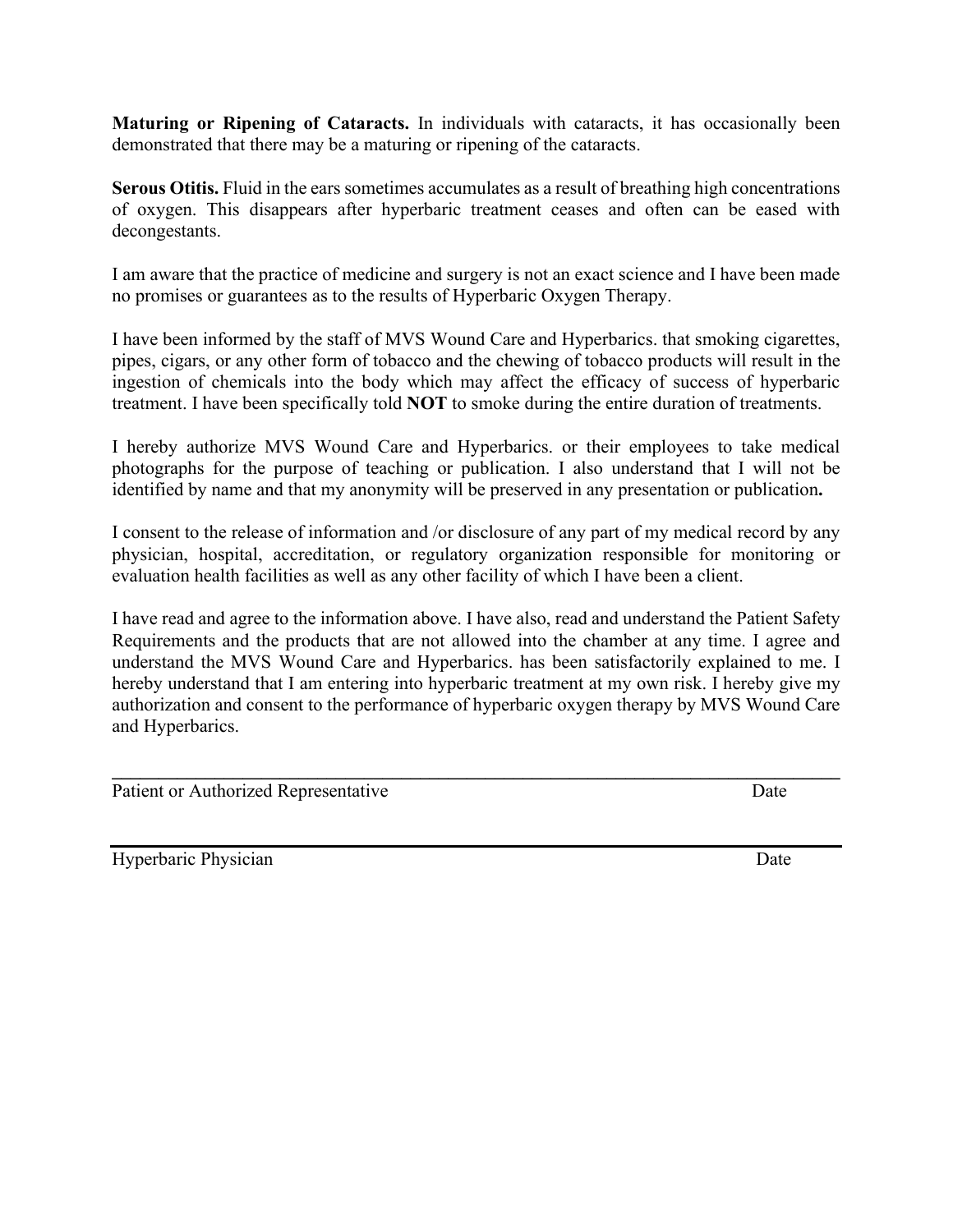**Maturing or Ripening of Cataracts.** In individuals with cataracts, it has occasionally been demonstrated that there may be a maturing or ripening of the cataracts.

**Serous Otitis.** Fluid in the ears sometimes accumulates as a result of breathing high concentrations of oxygen. This disappears after hyperbaric treatment ceases and often can be eased with decongestants.

I am aware that the practice of medicine and surgery is not an exact science and I have been made no promises or guarantees as to the results of Hyperbaric Oxygen Therapy.

I have been informed by the staff of MVS Wound Care and Hyperbarics. that smoking cigarettes, pipes, cigars, or any other form of tobacco and the chewing of tobacco products will result in the ingestion of chemicals into the body which may affect the efficacy of success of hyperbaric treatment. I have been specifically told **NOT** to smoke during the entire duration of treatments.

I hereby authorize MVS Wound Care and Hyperbarics. or their employees to take medical photographs for the purpose of teaching or publication. I also understand that I will not be identified by name and that my anonymity will be preserved in any presentation or publication**.**

I consent to the release of information and /or disclosure of any part of my medical record by any physician, hospital, accreditation, or regulatory organization responsible for monitoring or evaluation health facilities as well as any other facility of which I have been a client.

I have read and agree to the information above. I have also, read and understand the Patient Safety Requirements and the products that are not allowed into the chamber at any time. I agree and understand the MVS Wound Care and Hyperbarics. has been satisfactorily explained to me. I hereby understand that I am entering into hyperbaric treatment at my own risk. I hereby give my authorization and consent to the performance of hyperbaric oxygen therapy by MVS Wound Care and Hyperbarics.

\_\_\_\_\_\_\_\_\_\_\_\_\_\_\_\_\_\_\_\_\_\_\_\_\_\_\_\_\_\_\_\_\_\_\_\_\_\_\_\_\_\_\_\_\_\_\_\_\_\_\_\_\_\_\_\_\_\_\_\_\_\_\_\_\_\_\_\_\_\_

Patient or Authorized Representative Date

\_\_\_\_\_\_\_\_\_\_\_\_\_\_\_\_\_\_\_\_\_\_\_\_\_\_\_\_\_\_\_\_\_\_\_\_\_\_\_\_\_\_\_\_\_\_\_\_\_\_\_\_\_\_\_\_\_\_\_\_\_\_\_\_\_\_\_\_\_\_

Hyperbaric Physician Date